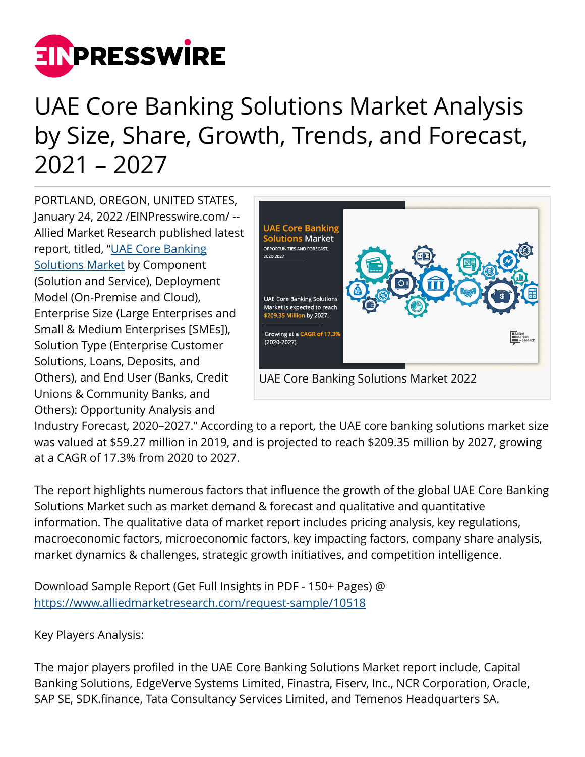# UAE Core Banking Solutions Market Analysis by Size, Share, Growth, Trends, and Forecast, 2021 – 2027

PORTLAND, OREGON, UNITED STATES, January 24, 2022 /EINPresswire.com/ -- Allied Market Research published latest report, titled, "UAE Core Banking Solutions Market by Component (Solution and Service), Deployment Model (On-Premise and Cloud), Enterprise Size (Large Enterprises and Small & Medium Enterprises [SMEs]), Solution Type (Enterprise Customer Solutions, Loans, Deposits, and Others), and End User (Banks, Credit Unions & Community Banks, and Others): Opportunity Analysis and Industry Forecast, 2020–2027." According to a report, the UAE core banking solutions market size was valued at $59.27 million in 2019, and is projected to reach $209.35 million by 2027, growing at a CAGR of 17.3% from 2020 to 2027.

UAE Core Banking Solutions Market 2022

The report highlights numerous factors that influence the growth of the global UAE Core Banking Solutions Market such as market demand & forecast and qualitative and quantitative information. The qualitative data of market report includes pricing analysis, key regulations, macroeconomic factors, microeconomic factors, key impacting factors, company share analysis, market dynamics & challenges, strategic growth initiatives, and competition intelligence.

Download Sample Report (Get Full Insights in PDF - 150+ Pages) @ https://www.alliedmarketresearch.com/request-sample/10518

Key Players Analysis:

The major players profiled in the UAE Core Banking Solutions Market report include, Capital Banking Solutions, EdgeVerve Systems Limited, Finastra, Fiserv, Inc., NCR Corporation, Oracle, SAP SE, SDK.finance, Tata Consultancy Services Limited, and Temenos Headquarters SA.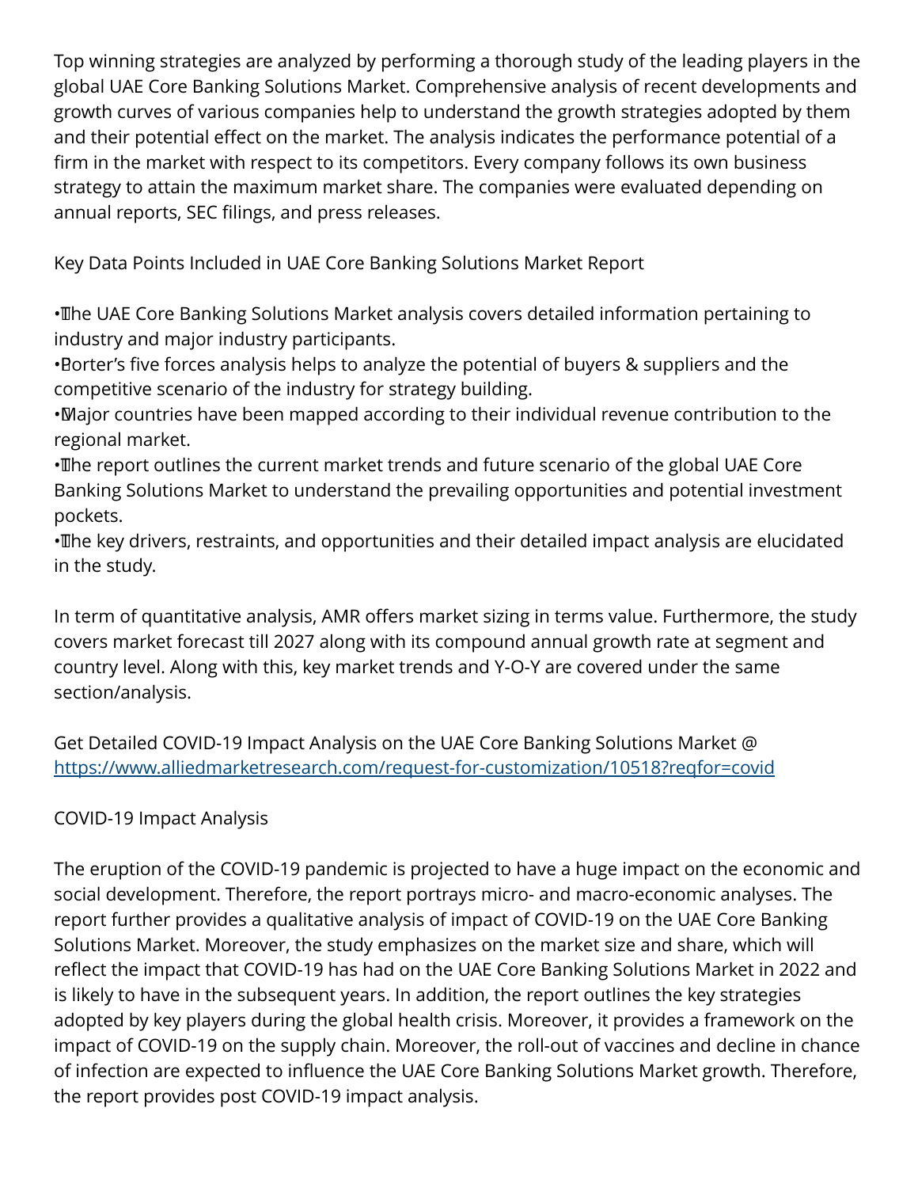Top winning strategies are analyzed by performing a thorough study of the leading players in the global UAE Core Banking Solutions Market. Comprehensive analysis of recent developments and growth curves of various companies help to understand the growth strategies adopted by them and their potential effect on the market. The analysis indicates the performance potential of a firm in the market with respect to its competitors. Every company follows its own business strategy to attain the maximum market share. The companies were evaluated depending on annual reports, SEC filings, and press releases.

Key Data Points Included in UAE Core Banking Solutions Market Report

- The UAE Core Banking Solutions Market analysis covers detailed information pertaining to industry and major industry participants.
- Porter's five forces analysis helps to analyze the potential of buyers & suppliers and the competitive scenario of the industry for strategy building.
- Major countries have been mapped according to their individual revenue contribution to the regional market.
- The report outlines the current market trends and future scenario of the global UAE Core Banking Solutions Market to understand the prevailing opportunities and potential investment pockets.
- The key drivers, restraints, and opportunities and their detailed impact analysis are elucidated in the study.

In term of quantitative analysis, AMR offers market sizing in terms value. Furthermore, the study covers market forecast till 2027 along with its compound annual growth rate at segment and country level. Along with this, key market trends and Y-O-Y are covered under the same section/analysis.

Get Detailed COVID-19 Impact Analysis on the UAE Core Banking Solutions Market @ https://www.alliedmarketresearch.com/request-for-customization/10518?reqfor=covid

COVID-19 Impact Analysis

The eruption of the COVID-19 pandemic is projected to have a huge impact on the economic and social development. Therefore, the report portrays micro- and macro-economic analyses. The report further provides a qualitative analysis of impact of COVID-19 on the UAE Core Banking Solutions Market. Moreover, the study emphasizes on the market size and share, which will reflect the impact that COVID-19 has had on the UAE Core Banking Solutions Market in 2022 and is likely to have in the subsequent years. In addition, the report outlines the key strategies adopted by key players during the global health crisis. Moreover, it provides a framework on the impact of COVID-19 on the supply chain. Moreover, the roll-out of vaccines and decline in chance of infection are expected to influence the UAE Core Banking Solutions Market growth. Therefore, the report provides post COVID-19 impact analysis.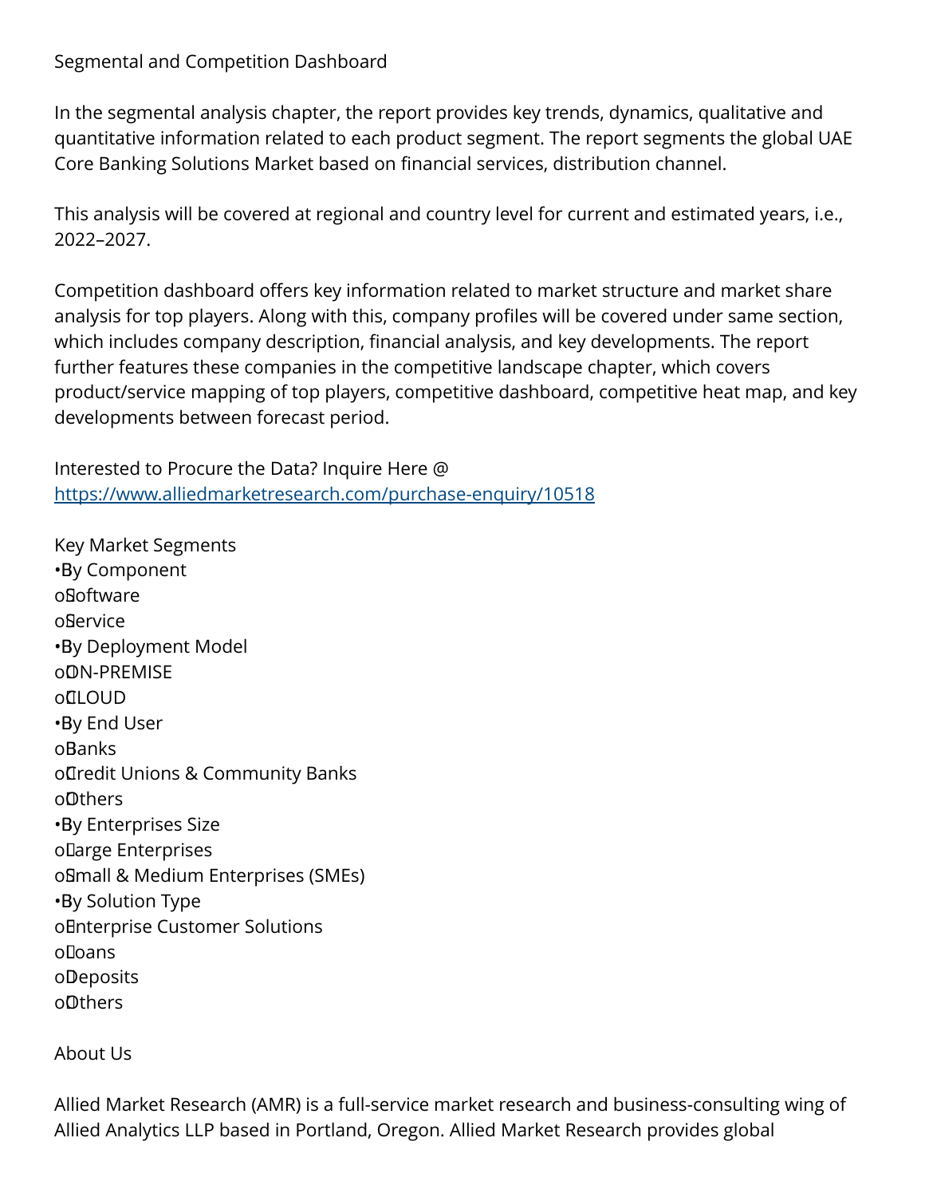Segmental and Competition Dashboard

In the segmental analysis chapter, the report provides key trends, dynamics, qualitative and quantitative information related to each product segment. The report segments the global UAE Core Banking Solutions Market based on financial services, distribution channel.

This analysis will be covered at regional and country level for current and estimated years, i.e., 2022–2027.

Competition dashboard offers key information related to market structure and market share analysis for top players. Along with this, company profiles will be covered under same section, which includes company description, financial analysis, and key developments. The report further features these companies in the competitive landscape chapter, which covers product/service mapping of top players, competitive dashboard, competitive heat map, and key developments between forecast period.

Interested to Procure the Data? Inquire Here @ https://www.alliedmarketresearch.com/purchase-enquiry/10518

Key Market Segments

- By Component
  - Software
  - Service
- By Deployment Model
  - ON-PREMISE
  - CLOUD
- By End User
  - Banks
  - Credit Unions & Community Banks
  - Others
- By Enterprises Size
  - Large Enterprises
  - Small & Medium Enterprises (SMEs)
- By Solution Type
  - Enterprise Customer Solutions
  - Loans
  - Deposits
  - Others

About Us

Allied Market Research (AMR) is a full-service market research and business-consulting wing of Allied Analytics LLP based in Portland, Oregon. Allied Market Research provides global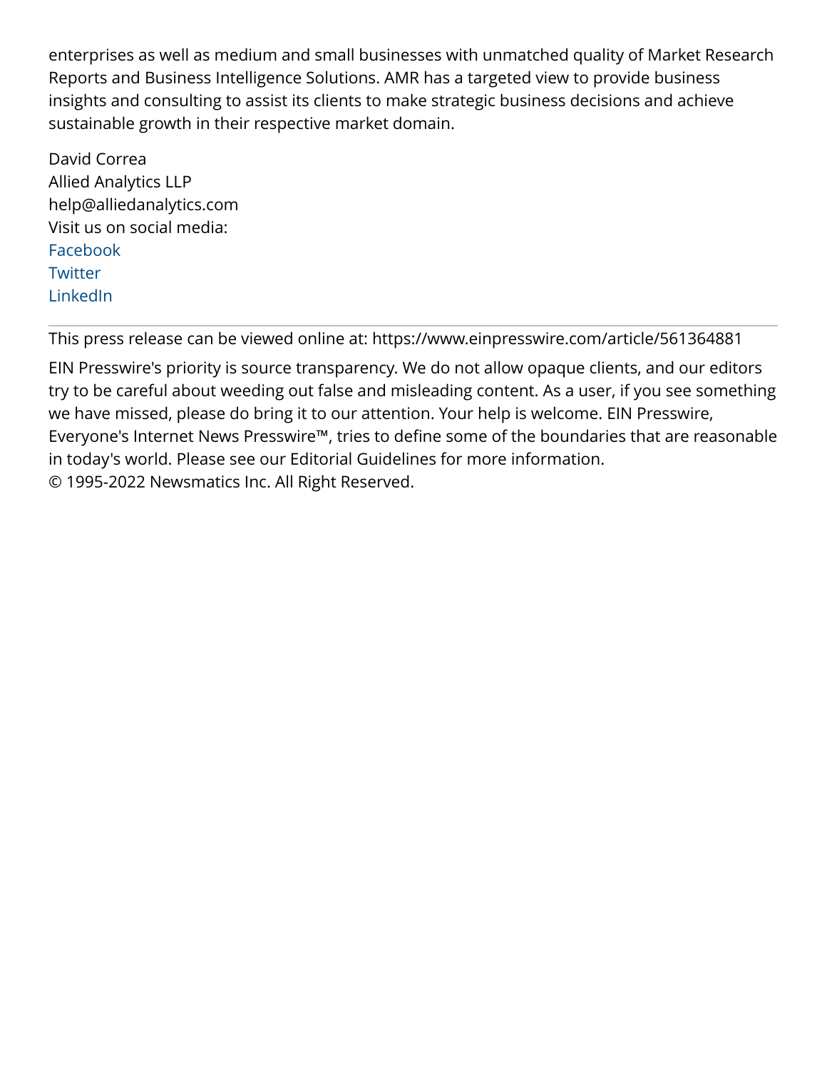enterprises as well as medium and small businesses with unmatched quality of Market Research Reports and Business Intelligence Solutions. AMR has a targeted view to provide business insights and consulting to assist its clients to make strategic business decisions and achieve sustainable growth in their respective market domain.

David Correa
Allied Analytics LLP
help@alliedanalytics.com
Visit us on social media:
Facebook
Twitter
LinkedIn

---

This press release can be viewed online at: https://www.einpresswire.com/article/561364881

EIN Presswire's priority is source transparency. We do not allow opaque clients, and our editors try to be careful about weeding out false and misleading content. As a user, if you see something we have missed, please do bring it to our attention. Your help is welcome. EIN Presswire, Everyone's Internet News Presswire™, tries to define some of the boundaries that are reasonable in today's world. Please see our Editorial Guidelines for more information.
© 1995-2022 Newsmatics Inc. All Right Reserved.